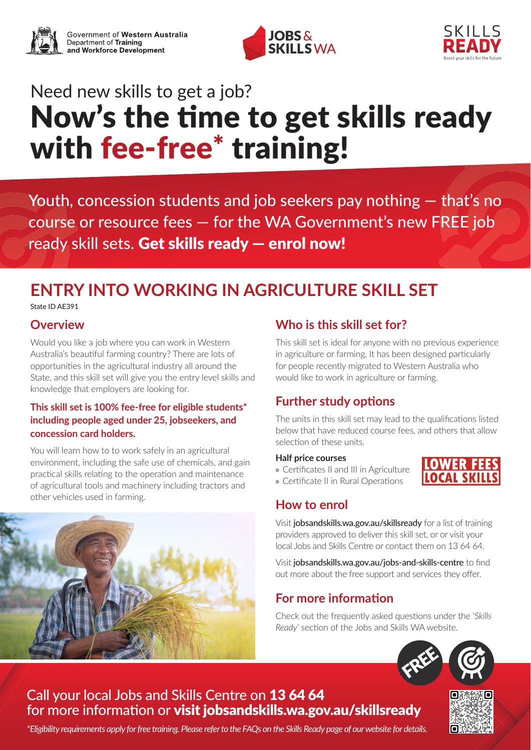Government of **Western Australia**
Department of **Training and Workforce Development**

JOBS & SKILLS WA

SKILLS READY
Boost your skills for the future

Need new skills to get a job?

# Now's the time to get skills ready with fee-free* training!

Youth, concession students and job seekers pay nothing — that's no course or resource fees — for the WA Government's new FREE job ready skill sets. **Get skills ready — enrol now!**

## ENTRY INTO WORKING IN AGRICULTURE SKILL SET

State ID AE391

### Overview

Would you like a job where you can work in Western Australia's beautiful farming country? There are lots of opportunities in the agricultural industry all around the State, and this skill set will give you the entry level skills and knowledge that employers are looking for.

**This skill set is 100% fee-free for eligible students* including people aged under 25, jobseekers, and concession card holders.**

You will learn how to to work safely in an agricultural environment, including the safe use of chemicals, and gain practical skills relating to the operation and maintenance of agricultural tools and machinery including tractors and other vehicles used in farming.

### Who is this skill set for?

This skill set is ideal for anyone with no previous experience in agriculture or farming. It has been designed particularly for people recently migrated to Western Australia who would like to work in agriculture or farming.

### Further study options

The units in this skill set may lead to the qualifications listed below that have reduced course fees, and others that allow selection of these units.

**Half price courses**

- Certificates II and III in Agriculture
- Certificate II in Rural Operations

LOWER FEES LOCAL SKILLS

### How to enrol

Visit **jobsandskills.wa.gov.au/skillsready** for a list of training providers approved to deliver this skill set, or or visit your local Jobs and Skills Centre or contact them on 13 64 64.

Visit **jobsandskills.wa.gov.au/jobs-and-skills-centre** to find out more about the free support and services they offer.

### For more information

Check out the frequently asked questions under the '*Skills Ready*' section of the Jobs and Skills WA website.

FREE

Call your local Jobs and Skills Centre on **13 64 64** for more information or **visit jobsandskills.wa.gov.au/skillsready**

*\*Eligibility requirements apply for free training. Please refer to the FAQs on the Skills Ready page of our website for details.*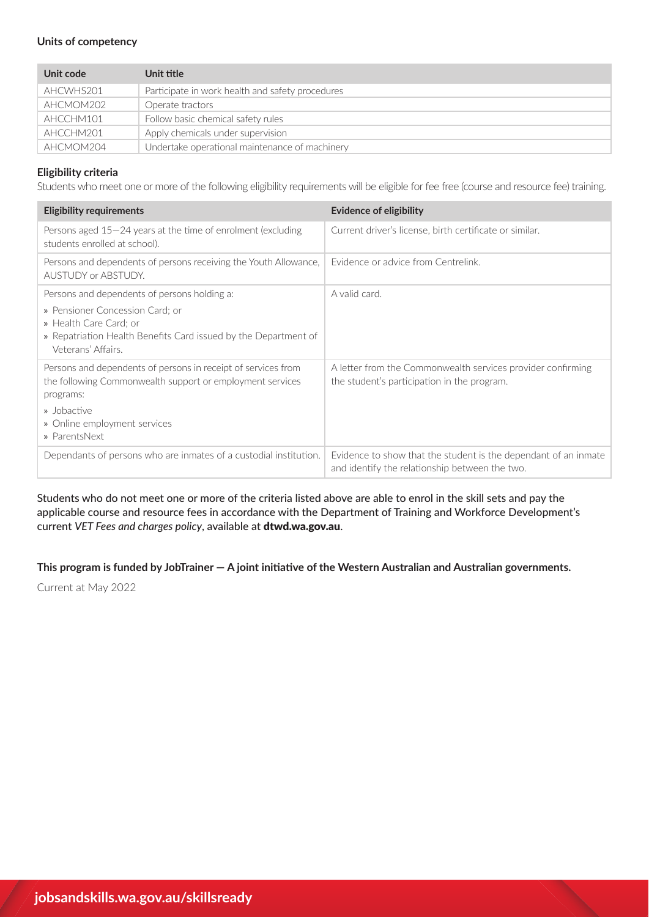**Units of competency**

| Unit code | Unit title |
|---|---|
| AHCWHS201 | Participate in work health and safety procedures |
| AHCMOM202 | Operate tractors |
| AHCCHM101 | Follow basic chemical safety rules |
| AHCCHM201 | Apply chemicals under supervision |
| AHCMOM204 | Undertake operational maintenance of machinery |

**Eligibility criteria**

Students who meet one or more of the following eligibility requirements will be eligible for fee free (course and resource fee) training.

| Eligibility requirements | Evidence of eligibility |
|---|---|
| Persons aged 15—24 years at the time of enrolment (excluding students enrolled at school). | Current driver's license, birth certificate or similar. |
| Persons and dependents of persons receiving the Youth Allowance, AUSTUDY or ABSTUDY. | Evidence or advice from Centrelink. |
| Persons and dependents of persons holding a:<br>» Pensioner Concession Card; or<br>» Health Care Card; or<br>» Repatriation Health Benefits Card issued by the Department of Veterans' Affairs. | A valid card. |
| Persons and dependents of persons in receipt of services from the following Commonwealth support or employment services programs:<br>» Jobactive<br>» Online employment services<br>» ParentsNext | A letter from the Commonwealth services provider confirming the student's participation in the program. |
| Dependants of persons who are inmates of a custodial institution. | Evidence to show that the student is the dependant of an inmate and identify the relationship between the two. |

Students who do not meet one or more of the criteria listed above are able to enrol in the skill sets and pay the applicable course and resource fees in accordance with the Department of Training and Workforce Development's current *VET Fees and charges policy*, available at **dtwd.wa.gov.au**.

**This program is funded by JobTrainer — A joint initiative of the Western Australian and Australian governments.**

Current at May 2022

**jobsandskills.wa.gov.au/skillsready**